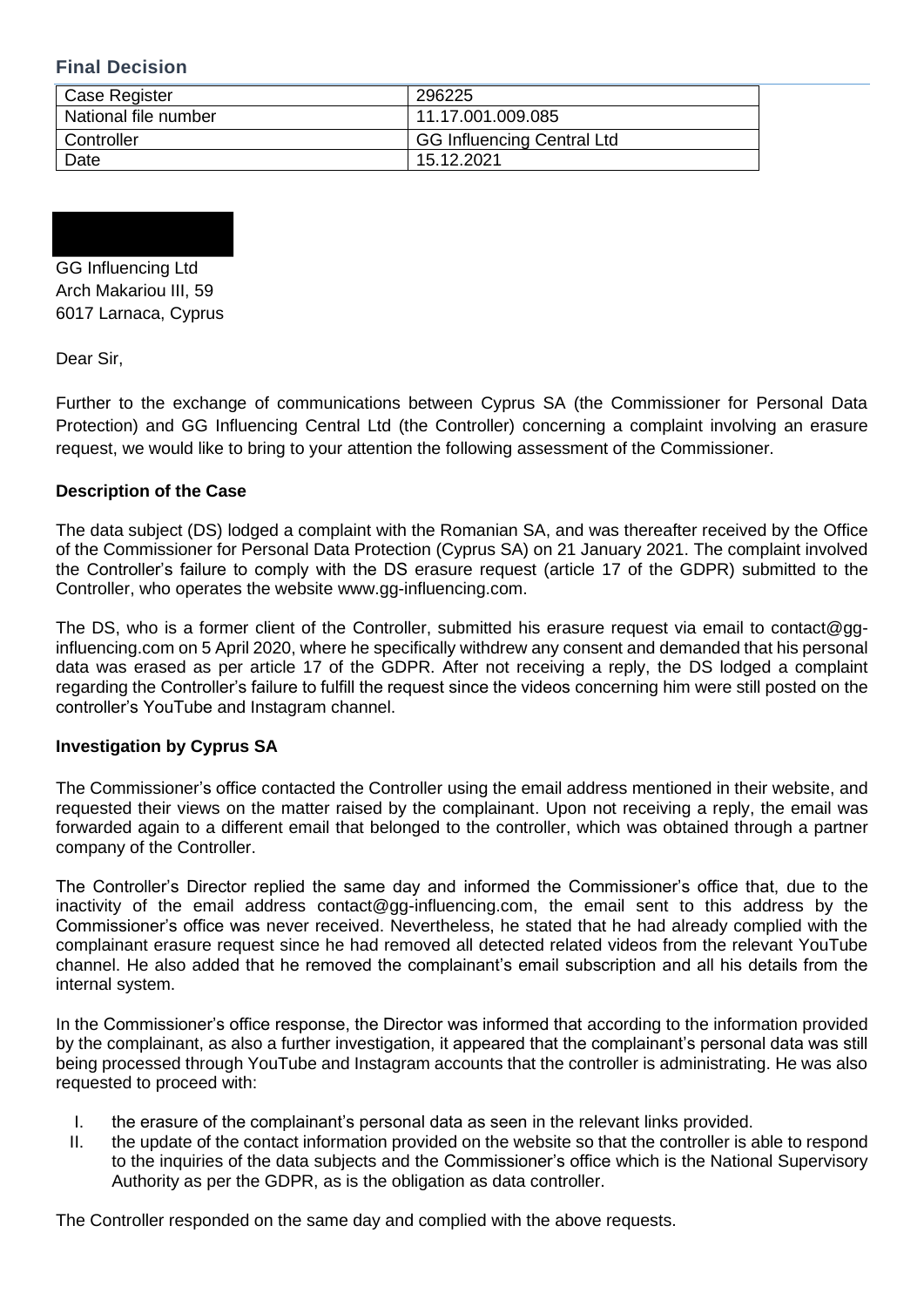## Final Decision

| Case Register | 296225 |
|---|---|
| National file number | 11.17.001.009.085 |
| Controller | GG Influencing Central Ltd |
| Date | 15.12.2021 |

GG Influencing Ltd
Arch Makariou III, 59
6017 Larnaca, Cyprus

Dear Sir,

Further to the exchange of communications between Cyprus SA (the Commissioner for Personal Data Protection) and GG Influencing Central Ltd (the Controller) concerning a complaint involving an erasure request, we would like to bring to your attention the following assessment of the Commissioner.

**Description of the Case**

The data subject (DS) lodged a complaint with the Romanian SA, and was thereafter received by the Office of the Commissioner for Personal Data Protection (Cyprus SA) on 21 January 2021. The complaint involved the Controller's failure to comply with the DS erasure request (article 17 of the GDPR) submitted to the Controller, who operates the website www.gg-influencing.com.

The DS, who is a former client of the Controller, submitted his erasure request via email to contact@gg-influencing.com on 5 April 2020, where he specifically withdrew any consent and demanded that his personal data was erased as per article 17 of the GDPR. After not receiving a reply, the DS lodged a complaint regarding the Controller's failure to fulfill the request since the videos concerning him were still posted on the controller's YouTube and Instagram channel.

**Investigation by Cyprus SA**

The Commissioner's office contacted the Controller using the email address mentioned in their website, and requested their views on the matter raised by the complainant. Upon not receiving a reply, the email was forwarded again to a different email that belonged to the controller, which was obtained through a partner company of the Controller.

The Controller's Director replied the same day and informed the Commissioner's office that, due to the inactivity of the email address contact@gg-influencing.com, the email sent to this address by the Commissioner's office was never received. Nevertheless, he stated that he had already complied with the complainant erasure request since he had removed all detected related videos from the relevant YouTube channel. He also added that he removed the complainant's email subscription and all his details from the internal system.

In the Commissioner's office response, the Director was informed that according to the information provided by the complainant, as also a further investigation, it appeared that the complainant's personal data was still being processed through YouTube and Instagram accounts that the controller is administrating. He was also requested to proceed with:

I. the erasure of the complainant's personal data as seen in the relevant links provided.
II. the update of the contact information provided on the website so that the controller is able to respond to the inquiries of the data subjects and the Commissioner's office which is the National Supervisory Authority as per the GDPR, as is the obligation as data controller.

The Controller responded on the same day and complied with the above requests.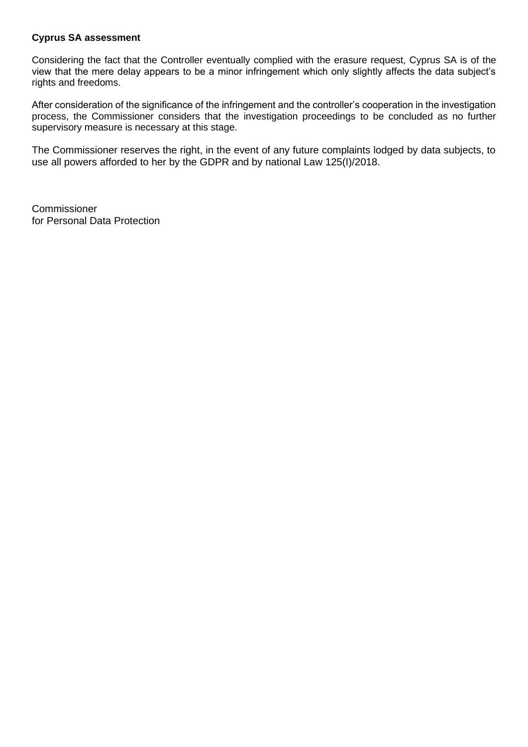**Cyprus SA assessment**

Considering the fact that the Controller eventually complied with the erasure request, Cyprus SA is of the view that the mere delay appears to be a minor infringement which only slightly affects the data subject's rights and freedoms.

After consideration of the significance of the infringement and the controller's cooperation in the investigation process, the Commissioner considers that the investigation proceedings to be concluded as no further supervisory measure is necessary at this stage.

The Commissioner reserves the right, in the event of any future complaints lodged by data subjects, to use all powers afforded to her by the GDPR and by national Law 125(I)/2018.

Commissioner
for Personal Data Protection